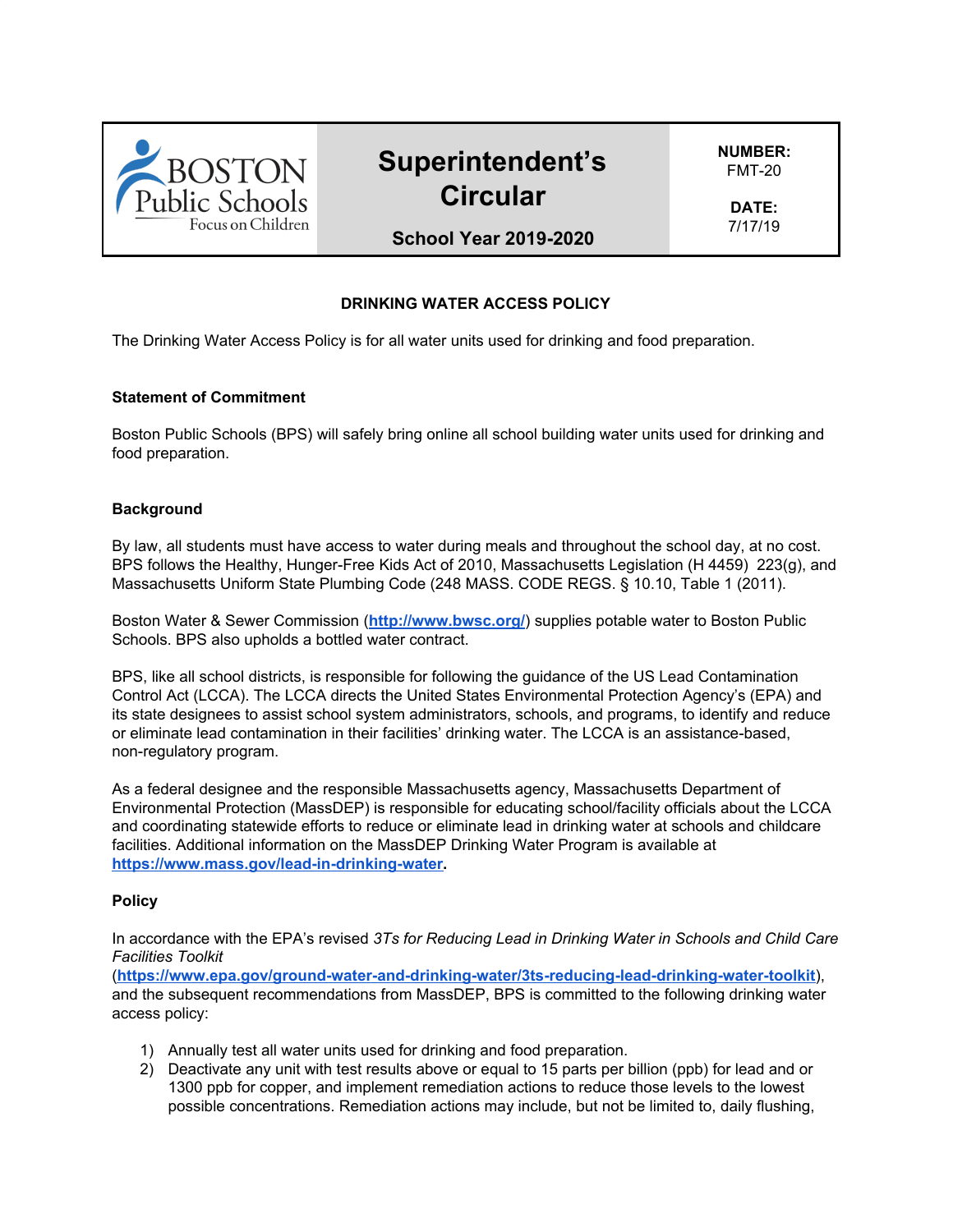| BOSTON Public Schools Focus on Children | Superintendent's Circular<br><br>School Year 2019-2020 | NUMBER:<br>FMT-20<br><br>DATE:<br>7/17/19 |
|---|---|---|

**DRINKING WATER ACCESS POLICY**

The Drinking Water Access Policy is for all water units used for drinking and food preparation.

**Statement of Commitment**

Boston Public Schools (BPS) will safely bring online all school building water units used for drinking and food preparation.

**Background**

By law, all students must have access to water during meals and throughout the school day, at no cost. BPS follows the Healthy, Hunger-Free Kids Act of 2010, Massachusetts Legislation (H 4459) 223(g), and Massachusetts Uniform State Plumbing Code (248 MASS. CODE REGS. § 10.10, Table 1 (2011).

Boston Water & Sewer Commission (**http://www.bwsc.org/**) supplies potable water to Boston Public Schools. BPS also upholds a bottled water contract.

BPS, like all school districts, is responsible for following the guidance of the US Lead Contamination Control Act (LCCA). The LCCA directs the United States Environmental Protection Agency's (EPA) and its state designees to assist school system administrators, schools, and programs, to identify and reduce or eliminate lead contamination in their facilities' drinking water. The LCCA is an assistance-based, non-regulatory program.

As a federal designee and the responsible Massachusetts agency, Massachusetts Department of Environmental Protection (MassDEP) is responsible for educating school/facility officials about the LCCA and coordinating statewide efforts to reduce or eliminate lead in drinking water at schools and childcare facilities. Additional information on the MassDEP Drinking Water Program is available at **https://www.mass.gov/lead-in-drinking-water**.

**Policy**

In accordance with the EPA's revised *3Ts for Reducing Lead in Drinking Water in Schools and Child Care Facilities Toolkit* (**https://www.epa.gov/ground-water-and-drinking-water/3ts-reducing-lead-drinking-water-toolkit**), and the subsequent recommendations from MassDEP, BPS is committed to the following drinking water access policy:

1) Annually test all water units used for drinking and food preparation.
2) Deactivate any unit with test results above or equal to 15 parts per billion (ppb) for lead and or 1300 ppb for copper, and implement remediation actions to reduce those levels to the lowest possible concentrations. Remediation actions may include, but not be limited to, daily flushing,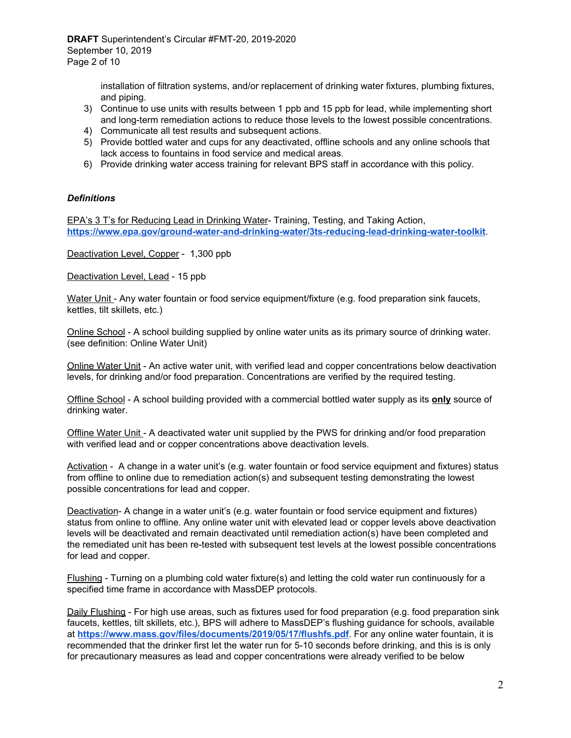installation of filtration systems, and/or replacement of drinking water fixtures, plumbing fixtures, and piping.

3) Continue to use units with results between 1 ppb and 15 ppb for lead, while implementing short and long-term remediation actions to reduce those levels to the lowest possible concentrations.
4) Communicate all test results and subsequent actions.
5) Provide bottled water and cups for any deactivated, offline schools and any online schools that lack access to fountains in food service and medical areas.
6) Provide drinking water access training for relevant BPS staff in accordance with this policy.

***Definitions***

EPA's 3 T's for Reducing Lead in Drinking Water- Training, Testing, and Taking Action, **https://www.epa.gov/ground-water-and-drinking-water/3ts-reducing-lead-drinking-water-toolkit**.

Deactivation Level, Copper - 1,300 ppb

Deactivation Level, Lead - 15 ppb

Water Unit - Any water fountain or food service equipment/fixture (e.g. food preparation sink faucets, kettles, tilt skillets, etc.)

Online School - A school building supplied by online water units as its primary source of drinking water. (see definition: Online Water Unit)

Online Water Unit - An active water unit, with verified lead and copper concentrations below deactivation levels, for drinking and/or food preparation. Concentrations are verified by the required testing.

Offline School - A school building provided with a commercial bottled water supply as its **only** source of drinking water.

Offline Water Unit - A deactivated water unit supplied by the PWS for drinking and/or food preparation with verified lead and or copper concentrations above deactivation levels.

Activation - A change in a water unit's (e.g. water fountain or food service equipment and fixtures) status from offline to online due to remediation action(s) and subsequent testing demonstrating the lowest possible concentrations for lead and copper.

Deactivation- A change in a water unit's (e.g. water fountain or food service equipment and fixtures) status from online to offline. Any online water unit with elevated lead or copper levels above deactivation levels will be deactivated and remain deactivated until remediation action(s) have been completed and the remediated unit has been re-tested with subsequent test levels at the lowest possible concentrations for lead and copper.

Flushing - Turning on a plumbing cold water fixture(s) and letting the cold water run continuously for a specified time frame in accordance with MassDEP protocols.

Daily Flushing - For high use areas, such as fixtures used for food preparation (e.g. food preparation sink faucets, kettles, tilt skillets, etc.), BPS will adhere to MassDEP's flushing guidance for schools, available at **https://www.mass.gov/files/documents/2019/05/17/flushfs.pdf**. For any online water fountain, it is recommended that the drinker first let the water run for 5-10 seconds before drinking, and this is is only for precautionary measures as lead and copper concentrations were already verified to be below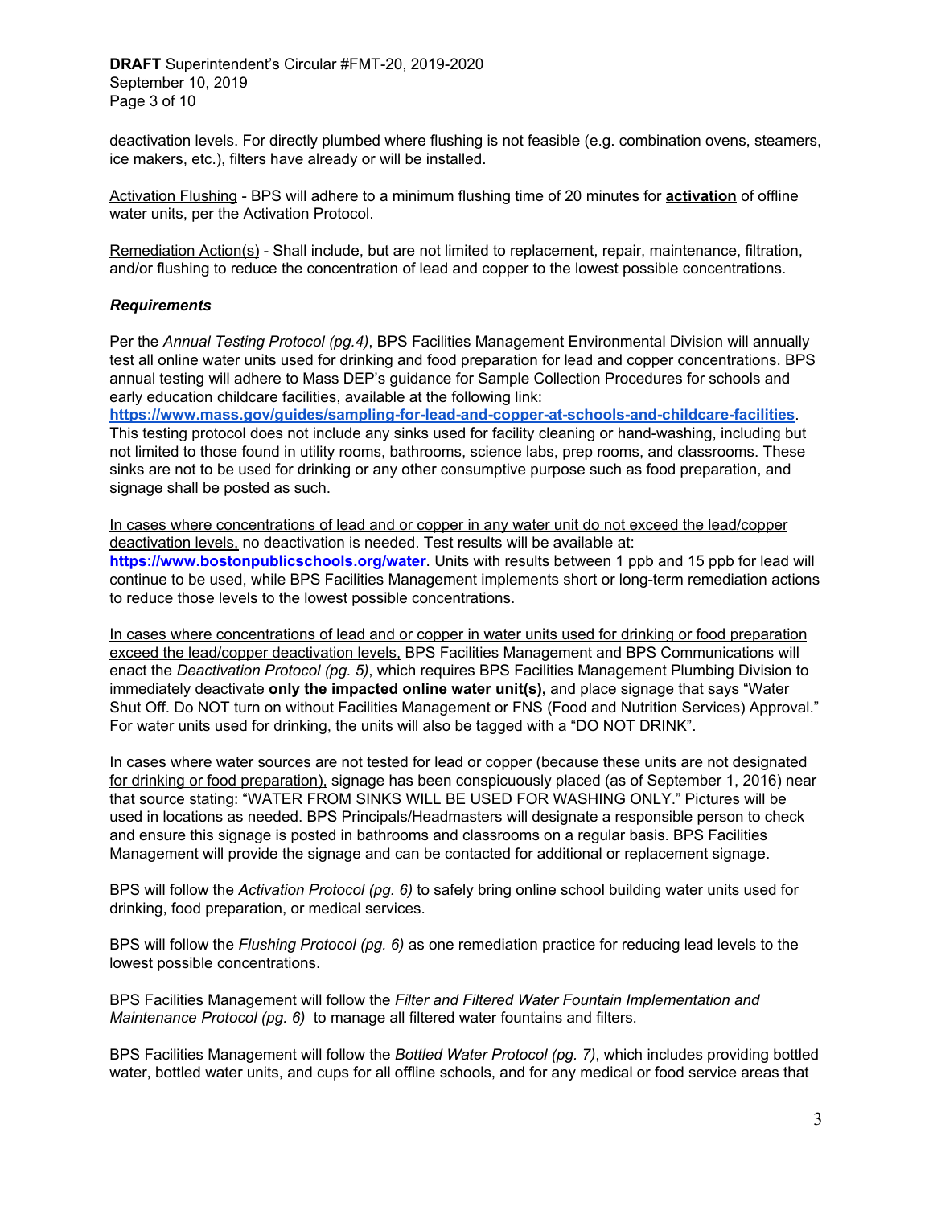deactivation levels. For directly plumbed where flushing is not feasible (e.g. combination ovens, steamers, ice makers, etc.), filters have already or will be installed.

Activation Flushing - BPS will adhere to a minimum flushing time of 20 minutes for **activation** of offline water units, per the Activation Protocol.

Remediation Action(s) - Shall include, but are not limited to replacement, repair, maintenance, filtration, and/or flushing to reduce the concentration of lead and copper to the lowest possible concentrations.

### *Requirements*

Per the *Annual Testing Protocol (pg.4)*, BPS Facilities Management Environmental Division will annually test all online water units used for drinking and food preparation for lead and copper concentrations. BPS annual testing will adhere to Mass DEP's guidance for Sample Collection Procedures for schools and early education childcare facilities, available at the following link: **https://www.mass.gov/guides/sampling-for-lead-and-copper-at-schools-and-childcare-facilities**. This testing protocol does not include any sinks used for facility cleaning or hand-washing, including but not limited to those found in utility rooms, bathrooms, science labs, prep rooms, and classrooms. These sinks are not to be used for drinking or any other consumptive purpose such as food preparation, and signage shall be posted as such.

In cases where concentrations of lead and or copper in any water unit do not exceed the lead/copper deactivation levels, no deactivation is needed. Test results will be available at: **https://www.bostonpublicschools.org/water**. Units with results between 1 ppb and 15 ppb for lead will continue to be used, while BPS Facilities Management implements short or long-term remediation actions to reduce those levels to the lowest possible concentrations.

In cases where concentrations of lead and or copper in water units used for drinking or food preparation exceed the lead/copper deactivation levels, BPS Facilities Management and BPS Communications will enact the *Deactivation Protocol (pg. 5)*, which requires BPS Facilities Management Plumbing Division to immediately deactivate **only the impacted online water unit(s),** and place signage that says "Water Shut Off. Do NOT turn on without Facilities Management or FNS (Food and Nutrition Services) Approval." For water units used for drinking, the units will also be tagged with a "DO NOT DRINK".

In cases where water sources are not tested for lead or copper (because these units are not designated for drinking or food preparation), signage has been conspicuously placed (as of September 1, 2016) near that source stating: "WATER FROM SINKS WILL BE USED FOR WASHING ONLY." Pictures will be used in locations as needed. BPS Principals/Headmasters will designate a responsible person to check and ensure this signage is posted in bathrooms and classrooms on a regular basis. BPS Facilities Management will provide the signage and can be contacted for additional or replacement signage.

BPS will follow the *Activation Protocol (pg. 6)* to safely bring online school building water units used for drinking, food preparation, or medical services.

BPS will follow the *Flushing Protocol (pg. 6)* as one remediation practice for reducing lead levels to the lowest possible concentrations.

BPS Facilities Management will follow the *Filter and Filtered Water Fountain Implementation and Maintenance Protocol (pg. 6)* to manage all filtered water fountains and filters.

BPS Facilities Management will follow the *Bottled Water Protocol (pg. 7)*, which includes providing bottled water, bottled water units, and cups for all offline schools, and for any medical or food service areas that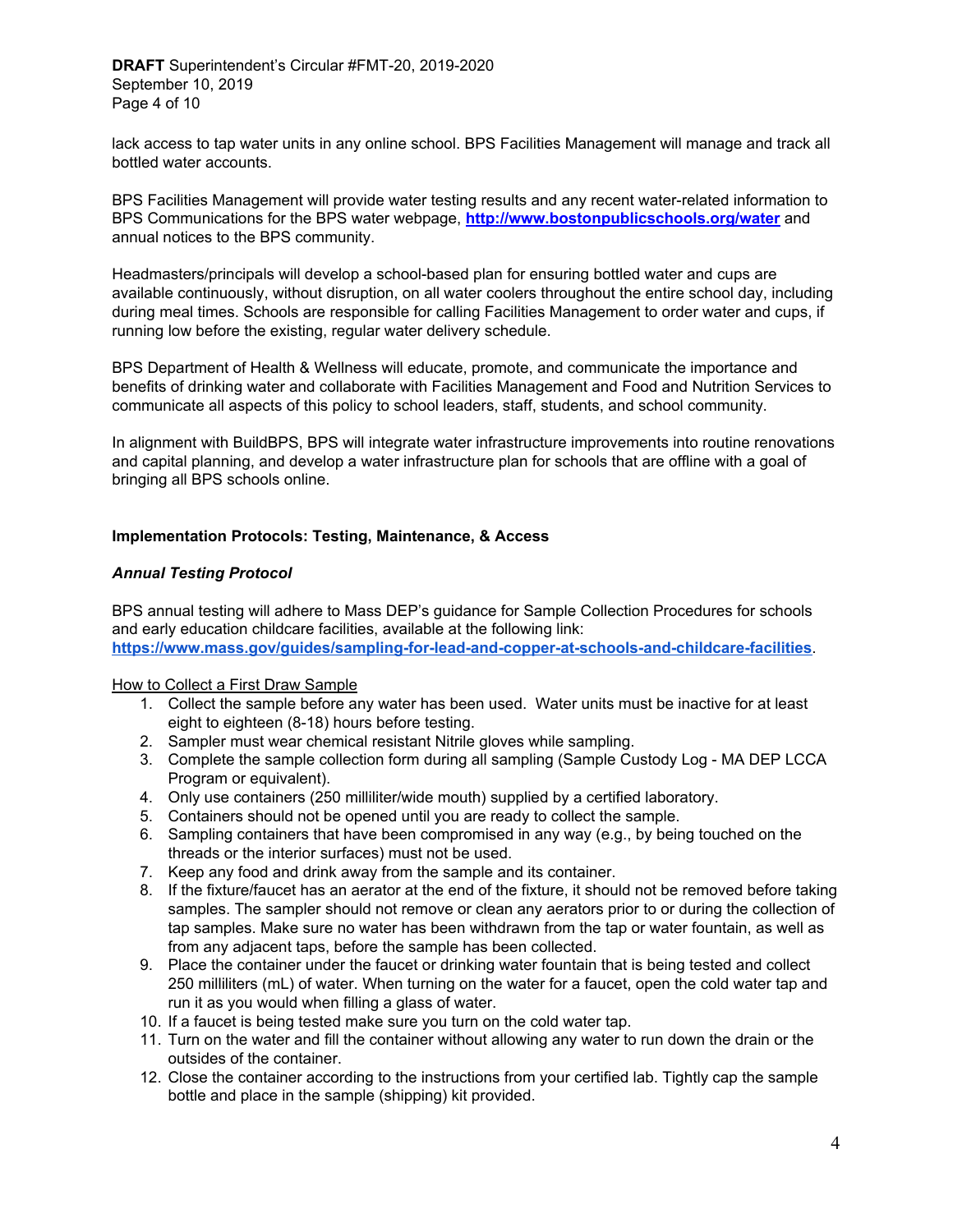lack access to tap water units in any online school. BPS Facilities Management will manage and track all bottled water accounts.

BPS Facilities Management will provide water testing results and any recent water-related information to BPS Communications for the BPS water webpage, **[http://www.bostonpublicschools.org/water](http://www.bostonpublicschools.org/water)** and annual notices to the BPS community.

Headmasters/principals will develop a school-based plan for ensuring bottled water and cups are available continuously, without disruption, on all water coolers throughout the entire school day, including during meal times. Schools are responsible for calling Facilities Management to order water and cups, if running low before the existing, regular water delivery schedule.

BPS Department of Health & Wellness will educate, promote, and communicate the importance and benefits of drinking water and collaborate with Facilities Management and Food and Nutrition Services to communicate all aspects of this policy to school leaders, staff, students, and school community.

In alignment with BuildBPS, BPS will integrate water infrastructure improvements into routine renovations and capital planning, and develop a water infrastructure plan for schools that are offline with a goal of bringing all BPS schools online.

## Implementation Protocols: Testing, Maintenance, & Access

### *Annual Testing Protocol*

BPS annual testing will adhere to Mass DEP's guidance for Sample Collection Procedures for schools and early education childcare facilities, available at the following link: **[https://www.mass.gov/guides/sampling-for-lead-and-copper-at-schools-and-childcare-facilities](https://www.mass.gov/guides/sampling-for-lead-and-copper-at-schools-and-childcare-facilities)**.

<u>How to Collect a First Draw Sample</u>

1. Collect the sample before any water has been used. Water units must be inactive for at least eight to eighteen (8-18) hours before testing.
2. Sampler must wear chemical resistant Nitrile gloves while sampling.
3. Complete the sample collection form during all sampling (Sample Custody Log - MA DEP LCCA Program or equivalent).
4. Only use containers (250 milliliter/wide mouth) supplied by a certified laboratory.
5. Containers should not be opened until you are ready to collect the sample.
6. Sampling containers that have been compromised in any way (e.g., by being touched on the threads or the interior surfaces) must not be used.
7. Keep any food and drink away from the sample and its container.
8. If the fixture/faucet has an aerator at the end of the fixture, it should not be removed before taking samples. The sampler should not remove or clean any aerators prior to or during the collection of tap samples. Make sure no water has been withdrawn from the tap or water fountain, as well as from any adjacent taps, before the sample has been collected.
9. Place the container under the faucet or drinking water fountain that is being tested and collect 250 milliliters (mL) of water. When turning on the water for a faucet, open the cold water tap and run it as you would when filling a glass of water.
10. If a faucet is being tested make sure you turn on the cold water tap.
11. Turn on the water and fill the container without allowing any water to run down the drain or the outsides of the container.
12. Close the container according to the instructions from your certified lab. Tightly cap the sample bottle and place in the sample (shipping) kit provided.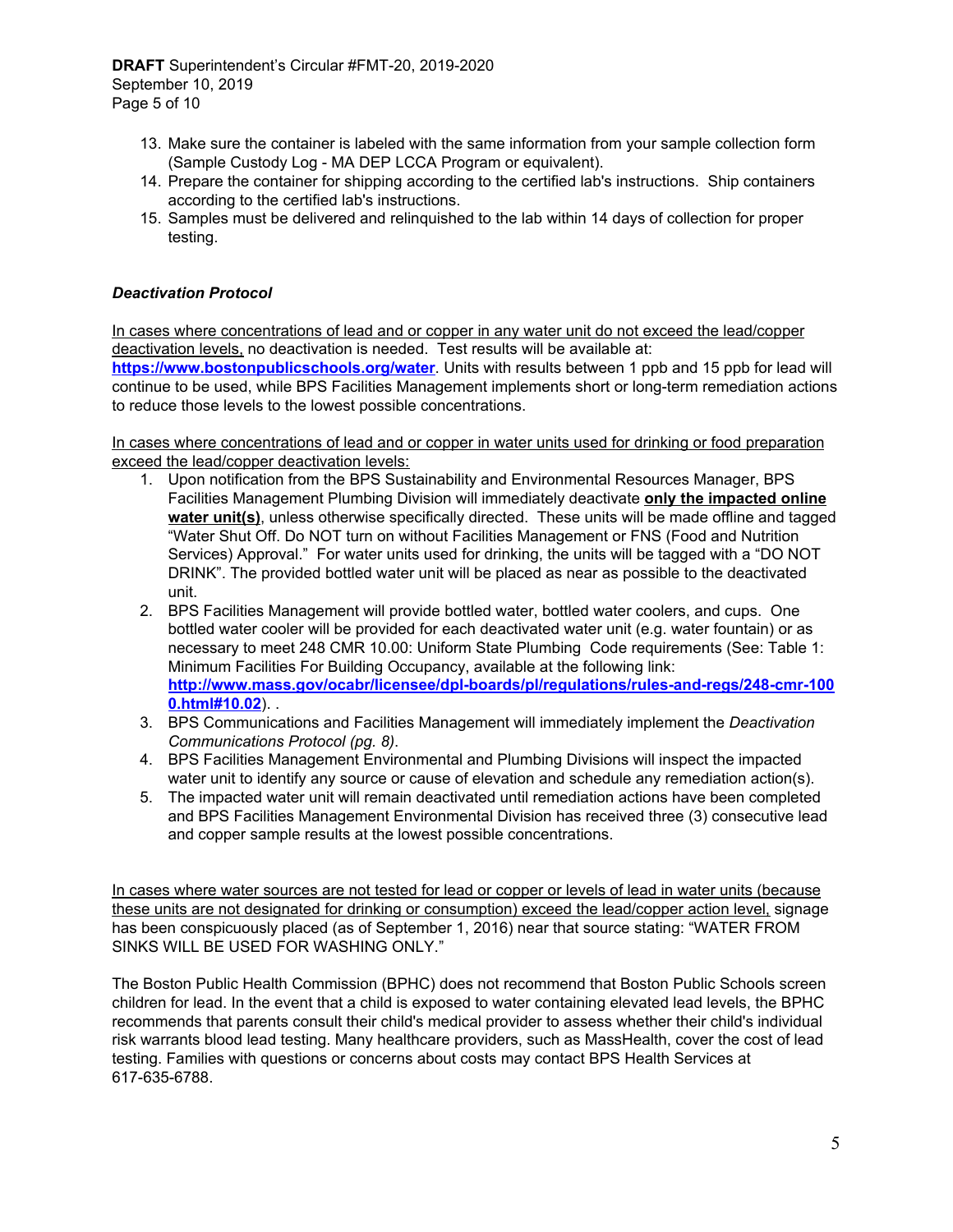13. Make sure the container is labeled with the same information from your sample collection form (Sample Custody Log - MA DEP LCCA Program or equivalent).
14. Prepare the container for shipping according to the certified lab's instructions. Ship containers according to the certified lab's instructions.
15. Samples must be delivered and relinquished to the lab within 14 days of collection for proper testing.

***Deactivation Protocol***

In cases where concentrations of lead and or copper in any water unit do not exceed the lead/copper deactivation levels, no deactivation is needed. Test results will be available at: **https://www.bostonpublicschools.org/water**. Units with results between 1 ppb and 15 ppb for lead will continue to be used, while BPS Facilities Management implements short or long-term remediation actions to reduce those levels to the lowest possible concentrations.

In cases where concentrations of lead and or copper in water units used for drinking or food preparation exceed the lead/copper deactivation levels:

1. Upon notification from the BPS Sustainability and Environmental Resources Manager, BPS Facilities Management Plumbing Division will immediately deactivate **only the impacted online water unit(s)**, unless otherwise specifically directed. These units will be made offline and tagged "Water Shut Off. Do NOT turn on without Facilities Management or FNS (Food and Nutrition Services) Approval." For water units used for drinking, the units will be tagged with a "DO NOT DRINK". The provided bottled water unit will be placed as near as possible to the deactivated unit.
2. BPS Facilities Management will provide bottled water, bottled water coolers, and cups. One bottled water cooler will be provided for each deactivated water unit (e.g. water fountain) or as necessary to meet 248 CMR 10.00: Uniform State Plumbing Code requirements (See: Table 1: Minimum Facilities For Building Occupancy, available at the following link: **http://www.mass.gov/ocabr/licensee/dpl-boards/pl/regulations/rules-and-regs/248-cmr-1000.html#10.02**). .
3. BPS Communications and Facilities Management will immediately implement the *Deactivation Communications Protocol (pg. 8)*.
4. BPS Facilities Management Environmental and Plumbing Divisions will inspect the impacted water unit to identify any source or cause of elevation and schedule any remediation action(s).
5. The impacted water unit will remain deactivated until remediation actions have been completed and BPS Facilities Management Environmental Division has received three (3) consecutive lead and copper sample results at the lowest possible concentrations.

In cases where water sources are not tested for lead or copper or levels of lead in water units (because these units are not designated for drinking or consumption) exceed the lead/copper action level, signage has been conspicuously placed (as of September 1, 2016) near that source stating: "WATER FROM SINKS WILL BE USED FOR WASHING ONLY."

The Boston Public Health Commission (BPHC) does not recommend that Boston Public Schools screen children for lead. In the event that a child is exposed to water containing elevated lead levels, the BPHC recommends that parents consult their child's medical provider to assess whether their child's individual risk warrants blood lead testing. Many healthcare providers, such as MassHealth, cover the cost of lead testing. Families with questions or concerns about costs may contact BPS Health Services at 617-635-6788.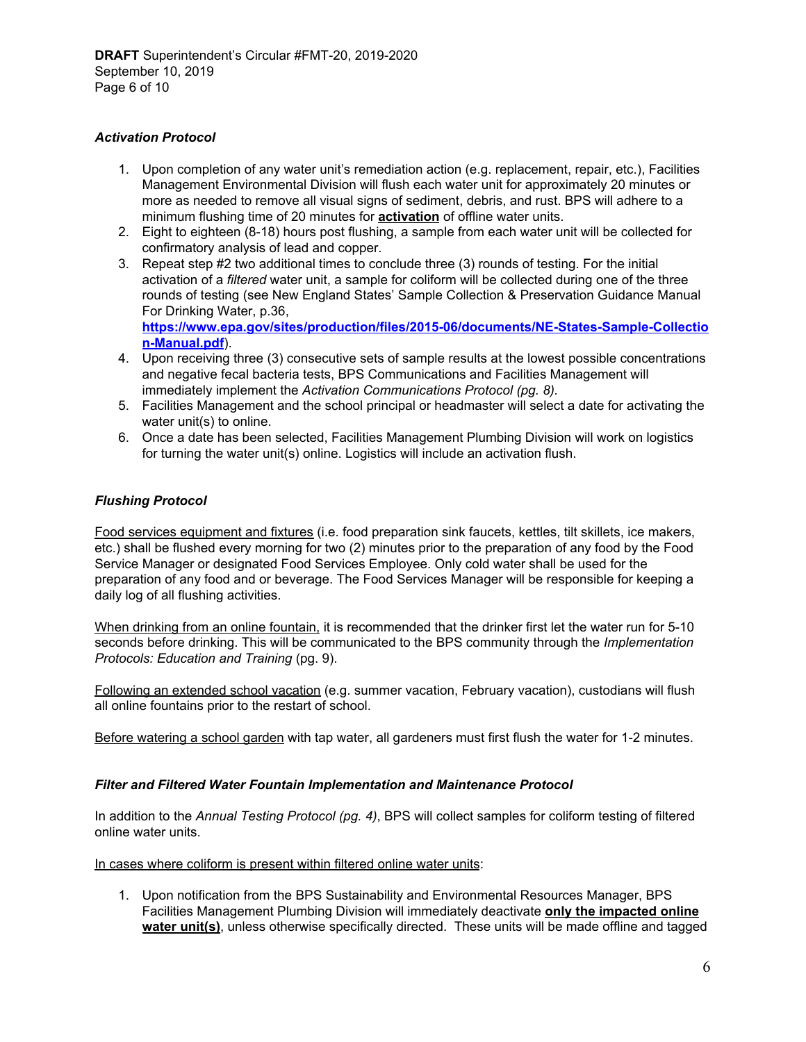### *Activation Protocol*

1. Upon completion of any water unit's remediation action (e.g. replacement, repair, etc.), Facilities Management Environmental Division will flush each water unit for approximately 20 minutes or more as needed to remove all visual signs of sediment, debris, and rust. BPS will adhere to a minimum flushing time of 20 minutes for **activation** of offline water units.
2. Eight to eighteen (8-18) hours post flushing, a sample from each water unit will be collected for confirmatory analysis of lead and copper.
3. Repeat step #2 two additional times to conclude three (3) rounds of testing. For the initial activation of a *filtered* water unit, a sample for coliform will be collected during one of the three rounds of testing (see New England States' Sample Collection & Preservation Guidance Manual For Drinking Water, p.36, **https://www.epa.gov/sites/production/files/2015-06/documents/NE-States-Sample-Collection-Manual.pdf**).
4. Upon receiving three (3) consecutive sets of sample results at the lowest possible concentrations and negative fecal bacteria tests, BPS Communications and Facilities Management will immediately implement the *Activation Communications Protocol (pg. 8).*
5. Facilities Management and the school principal or headmaster will select a date for activating the water unit(s) to online.
6. Once a date has been selected, Facilities Management Plumbing Division will work on logistics for turning the water unit(s) online. Logistics will include an activation flush.

### *Flushing Protocol*

Food services equipment and fixtures (i.e. food preparation sink faucets, kettles, tilt skillets, ice makers, etc.) shall be flushed every morning for two (2) minutes prior to the preparation of any food by the Food Service Manager or designated Food Services Employee. Only cold water shall be used for the preparation of any food and or beverage. The Food Services Manager will be responsible for keeping a daily log of all flushing activities.

When drinking from an online fountain, it is recommended that the drinker first let the water run for 5-10 seconds before drinking. This will be communicated to the BPS community through the *Implementation Protocols: Education and Training* (pg. 9).

Following an extended school vacation (e.g. summer vacation, February vacation), custodians will flush all online fountains prior to the restart of school.

Before watering a school garden with tap water, all gardeners must first flush the water for 1-2 minutes.

### *Filter and Filtered Water Fountain Implementation and Maintenance Protocol*

In addition to the *Annual Testing Protocol (pg. 4)*, BPS will collect samples for coliform testing of filtered online water units.

In cases where coliform is present within filtered online water units:

1. Upon notification from the BPS Sustainability and Environmental Resources Manager, BPS Facilities Management Plumbing Division will immediately deactivate **only the impacted online water unit(s)**, unless otherwise specifically directed. These units will be made offline and tagged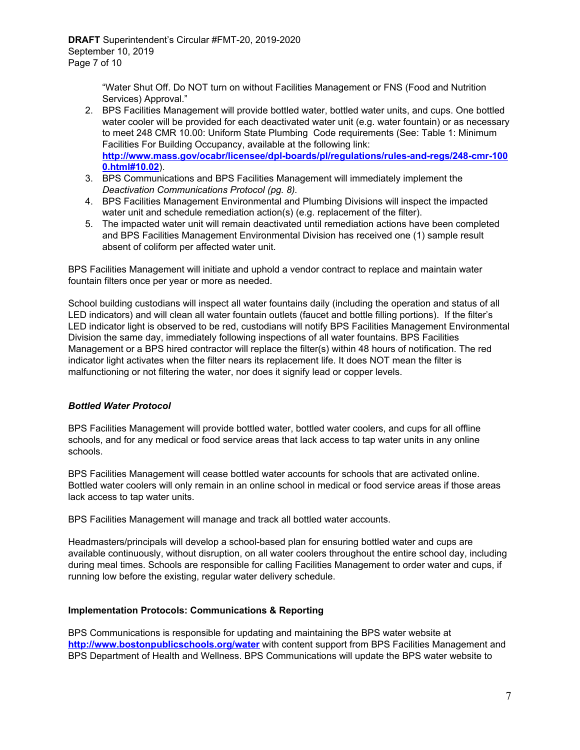"Water Shut Off. Do NOT turn on without Facilities Management or FNS (Food and Nutrition Services) Approval."

2. BPS Facilities Management will provide bottled water, bottled water units, and cups. One bottled water cooler will be provided for each deactivated water unit (e.g. water fountain) or as necessary to meet 248 CMR 10.00: Uniform State Plumbing Code requirements (See: Table 1: Minimum Facilities For Building Occupancy, available at the following link: **[http://www.mass.gov/ocabr/licensee/dpl-boards/pl/regulations/rules-and-regs/248-cmr-1000.html#10.02](http://www.mass.gov/ocabr/licensee/dpl-boards/pl/regulations/rules-and-regs/248-cmr-1000.html#10.02)**).
3. BPS Communications and BPS Facilities Management will immediately implement the *Deactivation Communications Protocol (pg. 8).*
4. BPS Facilities Management Environmental and Plumbing Divisions will inspect the impacted water unit and schedule remediation action(s) (e.g. replacement of the filter).
5. The impacted water unit will remain deactivated until remediation actions have been completed and BPS Facilities Management Environmental Division has received one (1) sample result absent of coliform per affected water unit.

BPS Facilities Management will initiate and uphold a vendor contract to replace and maintain water fountain filters once per year or more as needed.

School building custodians will inspect all water fountains daily (including the operation and status of all LED indicators) and will clean all water fountain outlets (faucet and bottle filling portions). If the filter's LED indicator light is observed to be red, custodians will notify BPS Facilities Management Environmental Division the same day, immediately following inspections of all water fountains. BPS Facilities Management or a BPS hired contractor will replace the filter(s) within 48 hours of notification. The red indicator light activates when the filter nears its replacement life. It does NOT mean the filter is malfunctioning or not filtering the water, nor does it signify lead or copper levels.

### *Bottled Water Protocol*

BPS Facilities Management will provide bottled water, bottled water coolers, and cups for all offline schools, and for any medical or food service areas that lack access to tap water units in any online schools.

BPS Facilities Management will cease bottled water accounts for schools that are activated online. Bottled water coolers will only remain in an online school in medical or food service areas if those areas lack access to tap water units.

BPS Facilities Management will manage and track all bottled water accounts.

Headmasters/principals will develop a school-based plan for ensuring bottled water and cups are available continuously, without disruption, on all water coolers throughout the entire school day, including during meal times. Schools are responsible for calling Facilities Management to order water and cups, if running low before the existing, regular water delivery schedule.

### **Implementation Protocols: Communications & Reporting**

BPS Communications is responsible for updating and maintaining the BPS water website at **[http://www.bostonpublicschools.org/water](http://www.bostonpublicschools.org/water)** with content support from BPS Facilities Management and BPS Department of Health and Wellness. BPS Communications will update the BPS water website to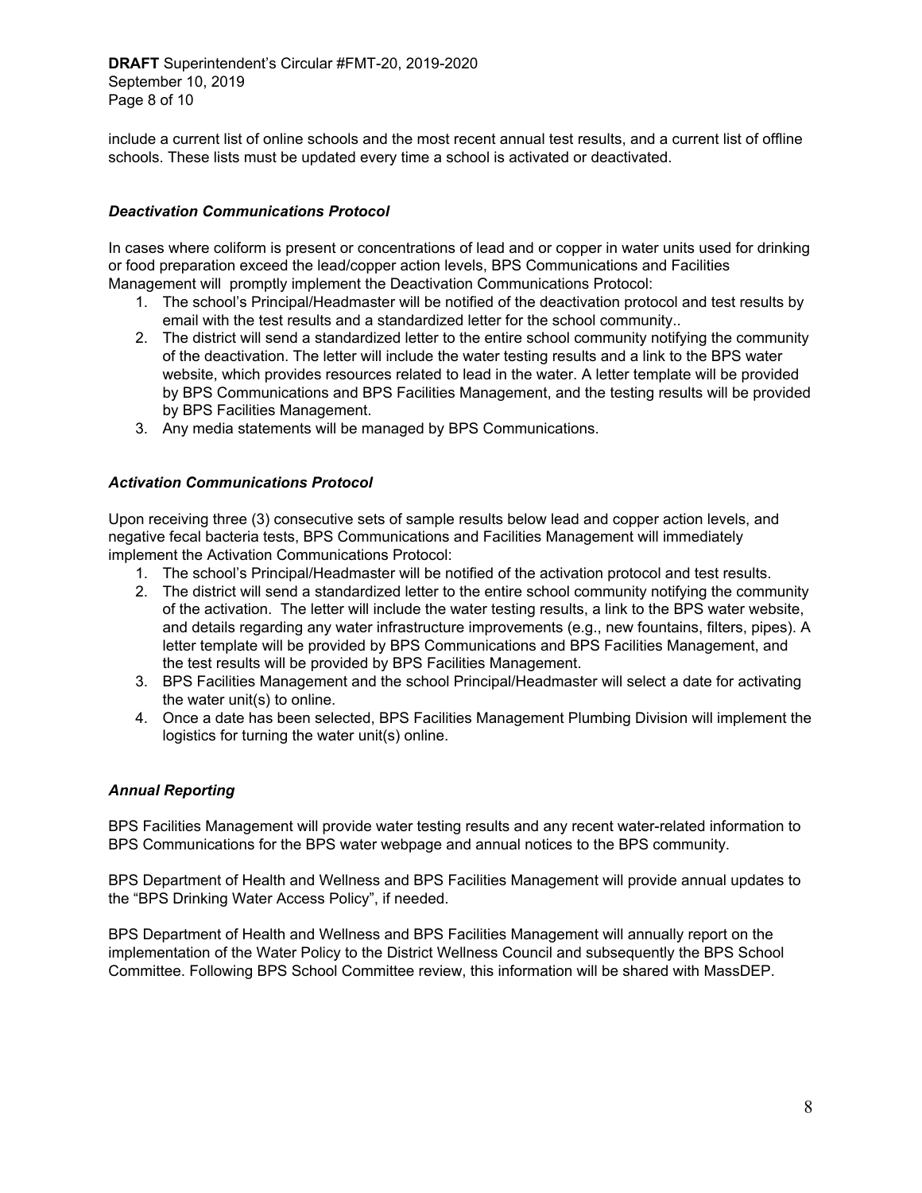include a current list of online schools and the most recent annual test results, and a current list of offline schools. These lists must be updated every time a school is activated or deactivated.

### *Deactivation Communications Protocol*

In cases where coliform is present or concentrations of lead and or copper in water units used for drinking or food preparation exceed the lead/copper action levels, BPS Communications and Facilities Management will promptly implement the Deactivation Communications Protocol:

1. The school's Principal/Headmaster will be notified of the deactivation protocol and test results by email with the test results and a standardized letter for the school community..
2. The district will send a standardized letter to the entire school community notifying the community of the deactivation. The letter will include the water testing results and a link to the BPS water website, which provides resources related to lead in the water. A letter template will be provided by BPS Communications and BPS Facilities Management, and the testing results will be provided by BPS Facilities Management.
3. Any media statements will be managed by BPS Communications.

### *Activation Communications Protocol*

Upon receiving three (3) consecutive sets of sample results below lead and copper action levels, and negative fecal bacteria tests, BPS Communications and Facilities Management will immediately implement the Activation Communications Protocol:

1. The school's Principal/Headmaster will be notified of the activation protocol and test results.
2. The district will send a standardized letter to the entire school community notifying the community of the activation. The letter will include the water testing results, a link to the BPS water website, and details regarding any water infrastructure improvements (e.g., new fountains, filters, pipes). A letter template will be provided by BPS Communications and BPS Facilities Management, and the test results will be provided by BPS Facilities Management.
3. BPS Facilities Management and the school Principal/Headmaster will select a date for activating the water unit(s) to online.
4. Once a date has been selected, BPS Facilities Management Plumbing Division will implement the logistics for turning the water unit(s) online.

### *Annual Reporting*

BPS Facilities Management will provide water testing results and any recent water-related information to BPS Communications for the BPS water webpage and annual notices to the BPS community.

BPS Department of Health and Wellness and BPS Facilities Management will provide annual updates to the "BPS Drinking Water Access Policy", if needed.

BPS Department of Health and Wellness and BPS Facilities Management will annually report on the implementation of the Water Policy to the District Wellness Council and subsequently the BPS School Committee. Following BPS School Committee review, this information will be shared with MassDEP.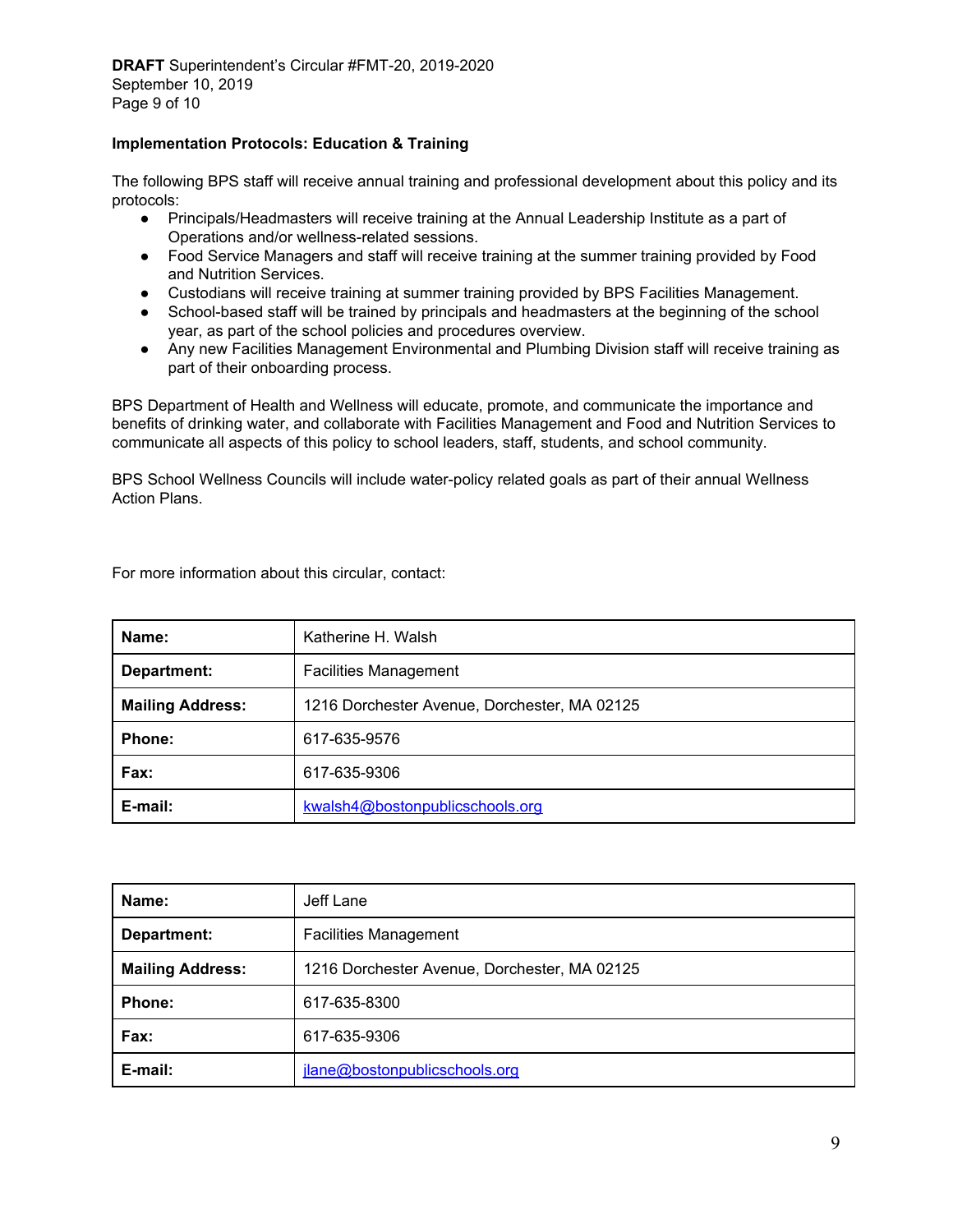**Implementation Protocols: Education & Training**

The following BPS staff will receive annual training and professional development about this policy and its protocols:

- Principals/Headmasters will receive training at the Annual Leadership Institute as a part of Operations and/or wellness-related sessions.
- Food Service Managers and staff will receive training at the summer training provided by Food and Nutrition Services.
- Custodians will receive training at summer training provided by BPS Facilities Management.
- School-based staff will be trained by principals and headmasters at the beginning of the school year, as part of the school policies and procedures overview.
- Any new Facilities Management Environmental and Plumbing Division staff will receive training as part of their onboarding process.

BPS Department of Health and Wellness will educate, promote, and communicate the importance and benefits of drinking water, and collaborate with Facilities Management and Food and Nutrition Services to communicate all aspects of this policy to school leaders, staff, students, and school community.

BPS School Wellness Councils will include water-policy related goals as part of their annual Wellness Action Plans.

For more information about this circular, contact:

| **Name:** | Katherine H. Walsh |
|---|---|
| **Department:** | Facilities Management |
| **Mailing Address:** | 1216 Dorchester Avenue, Dorchester, MA 02125 |
| **Phone:** | 617-635-9576 |
| **Fax:** | 617-635-9306 |
| **E-mail:** | kwalsh4@bostonpublicschools.org |

| **Name:** | Jeff Lane |
|---|---|
| **Department:** | Facilities Management |
| **Mailing Address:** | 1216 Dorchester Avenue, Dorchester, MA 02125 |
| **Phone:** | 617-635-8300 |
| **Fax:** | 617-635-9306 |
| **E-mail:** | jlane@bostonpublicschools.org |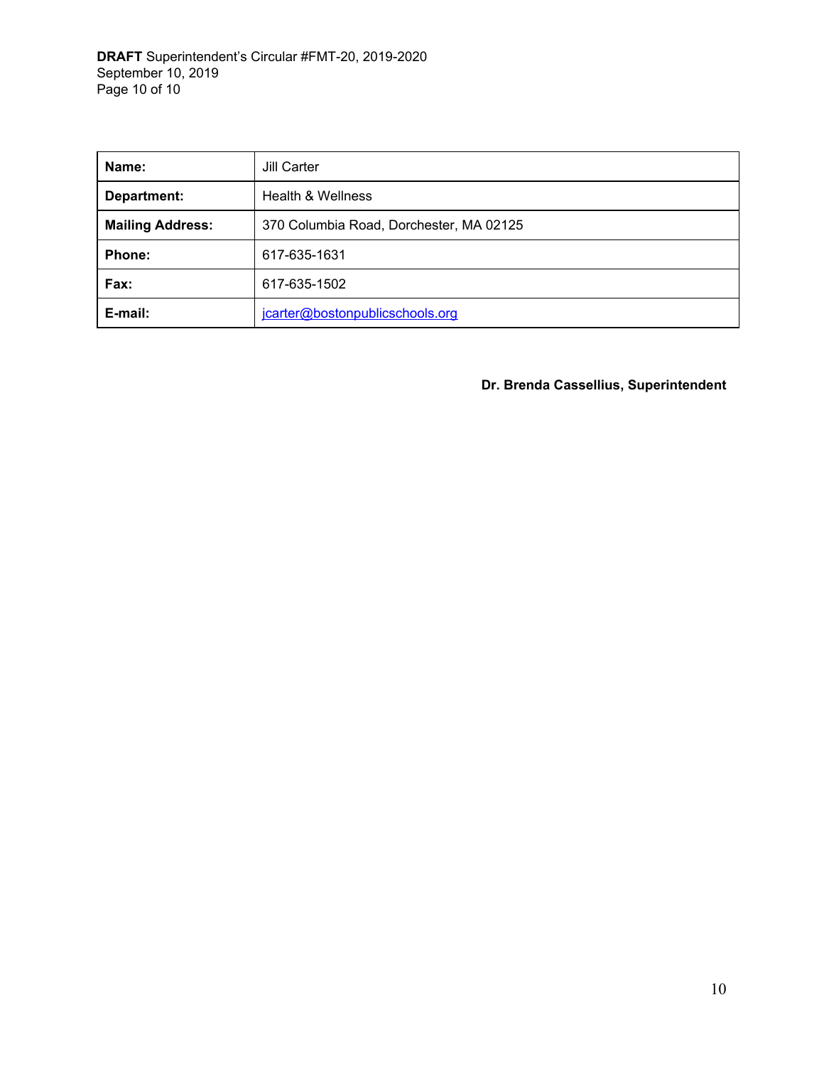| | |
|---|---|
| **Name:** | Jill Carter |
| **Department:** | Health & Wellness |
| **Mailing Address:** | 370 Columbia Road, Dorchester, MA 02125 |
| **Phone:** | 617-635-1631 |
| **Fax:** | 617-635-1502 |
| **E-mail:** | jcarter@bostonpublicschools.org |

**Dr. Brenda Cassellius, Superintendent**